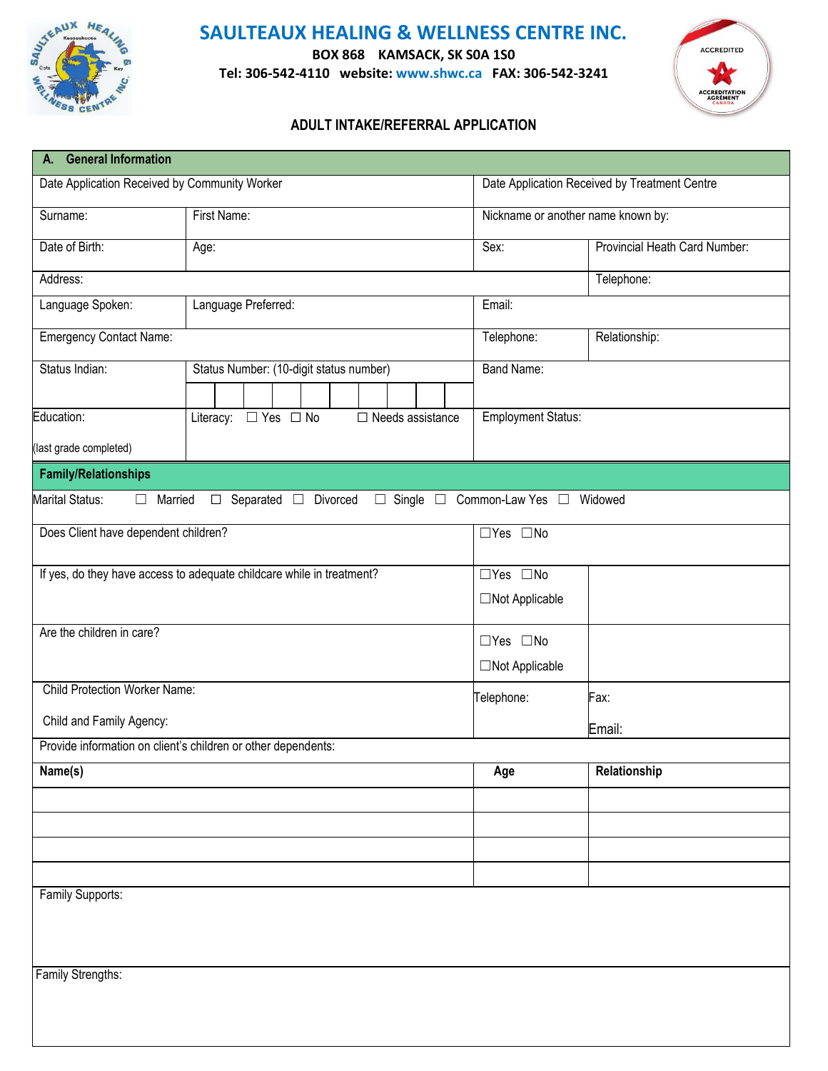# SAULTEAUX HEALING & WELLNESS CENTRE INC.

**BOX 868 KAMSACK, SK S0A 1S0**

**Tel: 306-542-4110 website: www.shwc.ca FAX: 306-542-3241**

## ADULT INTAKE/REFERRAL APPLICATION

| **A. General Information** | | | |
|---|---|---|---|
| Date Application Received by Community Worker | | Date Application Received by Treatment Centre | |
| Surname: | First Name: | Nickname or another name known by: | |
| Date of Birth: | Age: | Sex: | Provincial Heath Card Number: |
| Address: | | | Telephone: |
| Language Spoken: | Language Preferred: | Email: | |
| Emergency Contact Name: | | Telephone: | Relationship: |
| Status Indian: | Status Number: (10-digit status number) | Band Name: | |
| Education: (last grade completed) | Literacy: ☐ Yes ☐ No ☐ Needs assistance | Employment Status: | |

| **Family/Relationships** | | |
|---|---|---|
| Marital Status: ☐ Married ☐ Separated ☐ Divorced ☐ Single ☐ Common-Law Yes ☐ Widowed | | |
| Does Client have dependent children? | ☐Yes ☐No | |
| If yes, do they have access to adequate childcare while in treatment? | ☐Yes ☐No ☐Not Applicable | |
| Are the children in care? | ☐Yes ☐No ☐Not Applicable | |
| Child Protection Worker Name: Child and Family Agency: | Telephone: | Fax: Email: |
| Provide information on client's children or other dependents: | | |
| **Name(s)** | **Age** | **Relationship** |
| | | |
| | | |
| | | |
| | | |
| Family Supports: | | |
| Family Strengths: | | |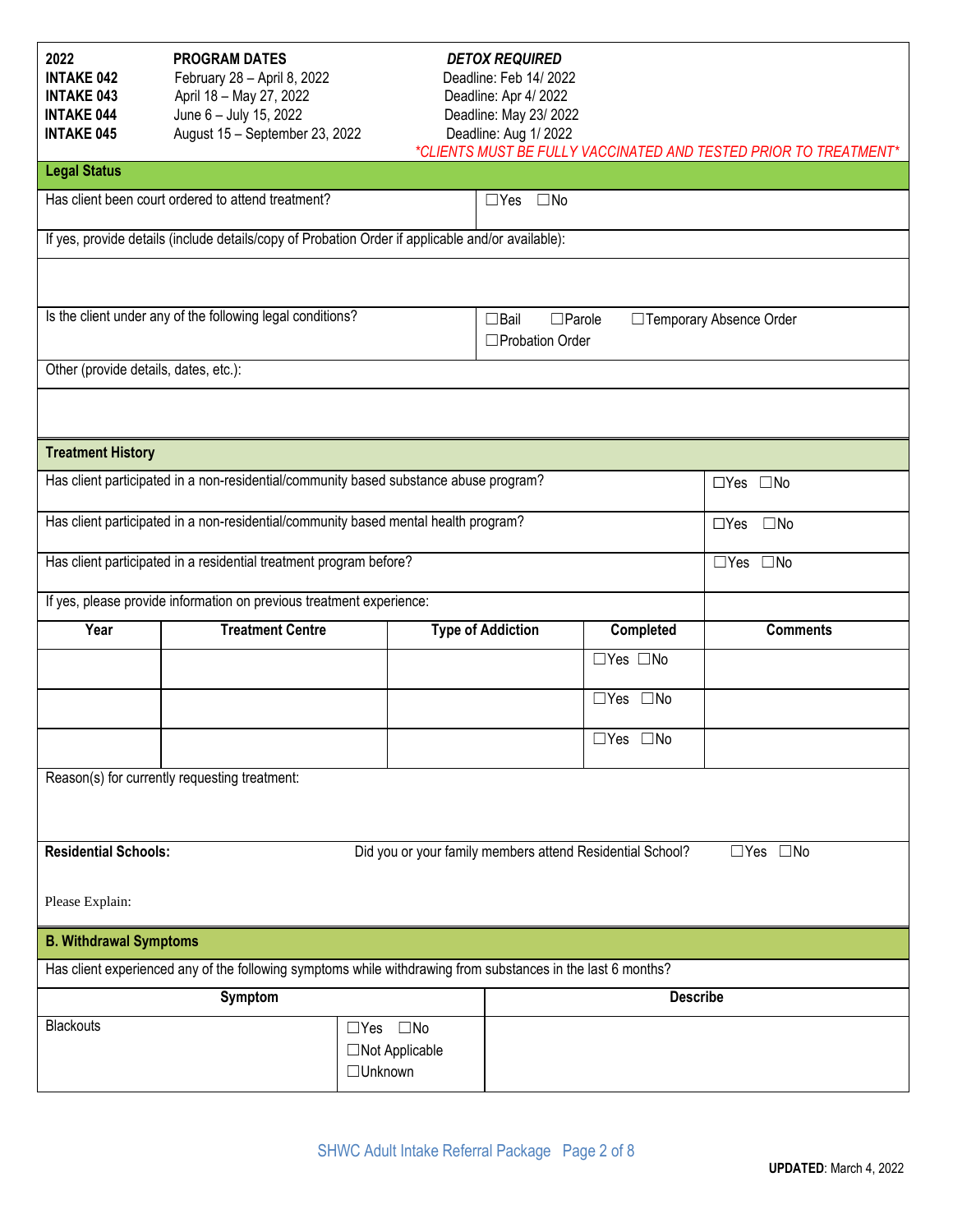| 2022 | PROGRAM DATES | *DETOX REQUIRED* |
|---|---|---|
| **INTAKE 042** | February 28 – April 8, 2022 | Deadline: Feb 14/ 2022 |
| **INTAKE 043** | April 18 – May 27, 2022 | Deadline: Apr 4/ 2022 |
| **INTAKE 044** | June 6 – July 15, 2022 | Deadline: May 23/ 2022 |
| **INTAKE 045** | August 15 – September 23, 2022 | Deadline: Aug 1/ 2022 |

*\*CLIENTS MUST BE FULLY VACCINATED AND TESTED PRIOR TO TREATMENT\**

## Legal Status

| Has client been court ordered to attend treatment? | ☐Yes ☐No |
|---|---|

If yes, provide details (include details/copy of Probation Order if applicable and/or available):

| Is the client under any of the following legal conditions? | ☐Bail ☐Parole ☐Temporary Absence Order ☐Probation Order |
|---|---|

Other (provide details, dates, etc.):

## Treatment History

| Question | Answer |
|---|---|
| Has client participated in a non-residential/community based substance abuse program? | ☐Yes ☐No |
| Has client participated in a non-residential/community based mental health program? | ☐Yes ☐No |
| Has client participated in a residential treatment program before? | ☐Yes ☐No |

If yes, please provide information on previous treatment experience:

| Year | Treatment Centre | Type of Addiction | Completed | Comments |
|---|---|---|---|---|
| | | | ☐Yes ☐No | |
| | | | ☐Yes ☐No | |
| | | | ☐Yes ☐No | |

Reason(s) for currently requesting treatment:

**Residential Schools:** Did you or your family members attend Residential School? ☐Yes ☐No

Please Explain:

## B. Withdrawal Symptoms

Has client experienced any of the following symptoms while withdrawing from substances in the last 6 months?

| Symptom | | Describe |
|---|---|---|
| Blackouts | ☐Yes ☐No ☐Not Applicable ☐Unknown | |

**UPDATED**: March 4, 2022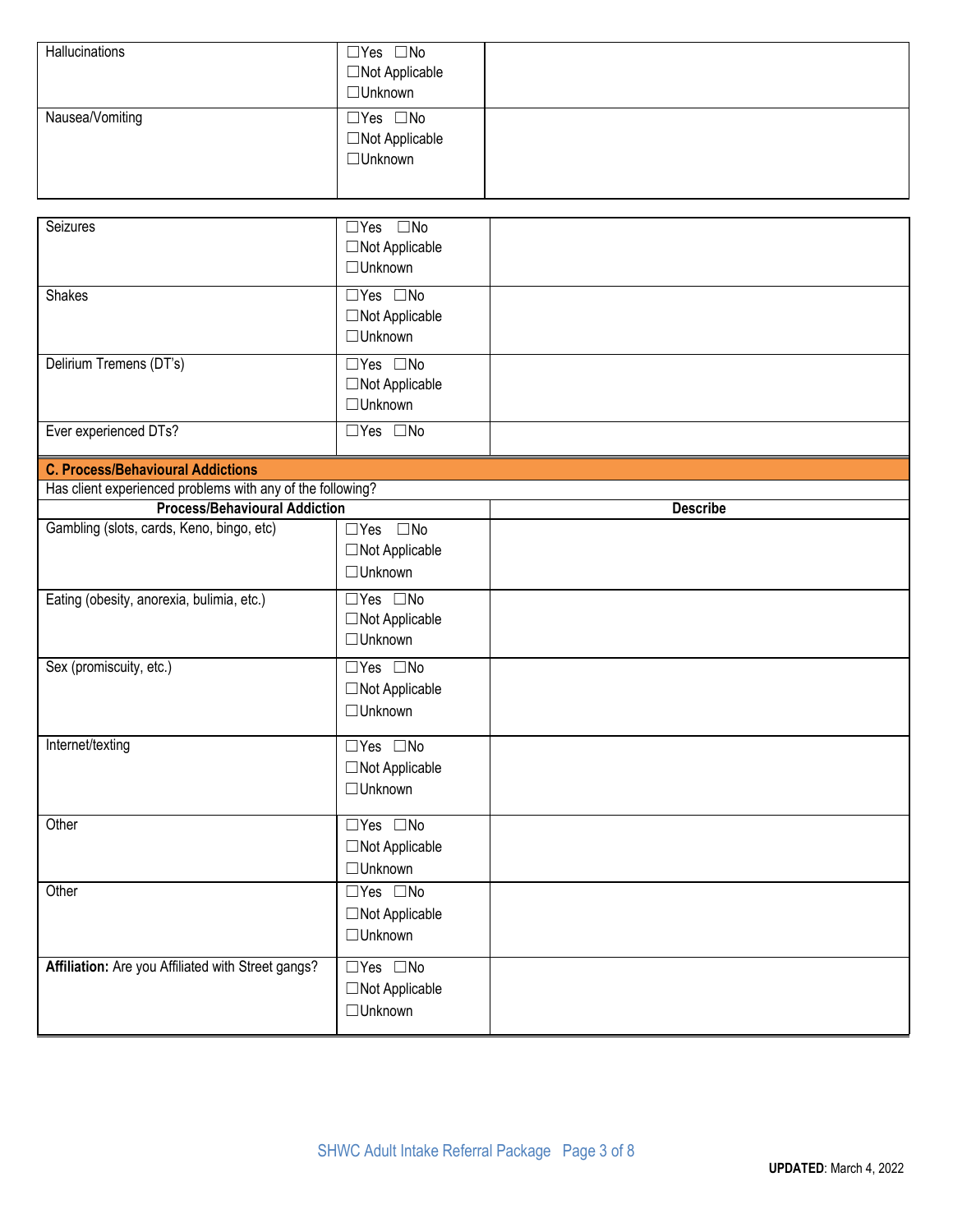| | | |
|---|---|---|
| Hallucinations | ☐Yes ☐No<br>☐Not Applicable<br>☐Unknown | |
| Nausea/Vomiting | ☐Yes ☐No<br>☐Not Applicable<br>☐Unknown | |

| | | |
|---|---|---|
| Seizures | ☐Yes ☐No<br>☐Not Applicable<br>☐Unknown | |
| Shakes | ☐Yes ☐No<br>☐Not Applicable<br>☐Unknown | |
| Delirium Tremens (DT's) | ☐Yes ☐No<br>☐Not Applicable<br>☐Unknown | |
| Ever experienced DTs? | ☐Yes ☐No | |

**C. Process/Behavioural Addictions**

Has client experienced problems with any of the following?

| Process/Behavioural Addiction | | Describe |
|---|---|---|
| Gambling (slots, cards, Keno, bingo, etc) | ☐Yes ☐No<br>☐Not Applicable<br>☐Unknown | |
| Eating (obesity, anorexia, bulimia, etc.) | ☐Yes ☐No<br>☐Not Applicable<br>☐Unknown | |
| Sex (promiscuity, etc.) | ☐Yes ☐No<br>☐Not Applicable<br>☐Unknown | |
| Internet/texting | ☐Yes ☐No<br>☐Not Applicable<br>☐Unknown | |
| Other | ☐Yes ☐No<br>☐Not Applicable<br>☐Unknown | |
| Other | ☐Yes ☐No<br>☐Not Applicable<br>☐Unknown | |
| **Affiliation:** Are you Affiliated with Street gangs? | ☐Yes ☐No<br>☐Not Applicable<br>☐Unknown | |

SHWC Adult Intake Referral Package

**UPDATED**: March 4, 2022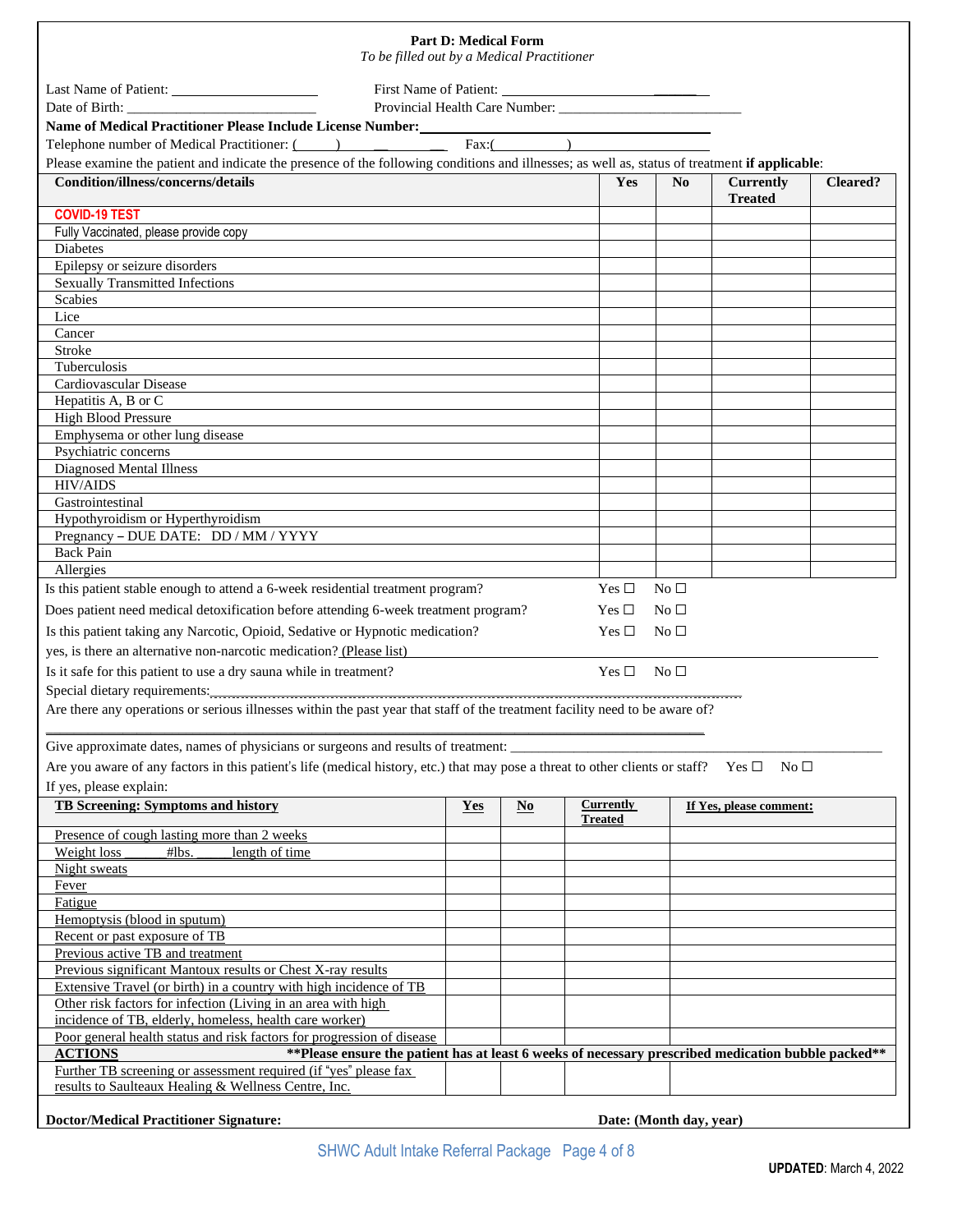## Part D: Medical Form

*To be filled out by a Medical Practitioner*

Last Name of Patient: ____________________ First Name of Patient: ____________________

Date of Birth: __________________________ Provincial Health Care Number: __________________________

**Name of Medical Practitioner Please Include License Number:** ______________________________________

Telephone number of Medical Practitioner: (_____) ______ ____ Fax:(_________) ____________________

Please examine the patient and indicate the presence of the following conditions and illnesses; as well as, status of treatment **if applicable**:

| Condition/illness/concerns/details | Yes | No | Currently Treated | Cleared? |
|---|---|---|---|---|
| COVID-19 TEST | | | | |
| Fully Vaccinated, please provide copy | | | | |
| Diabetes | | | | |
| Epilepsy or seizure disorders | | | | |
| Sexually Transmitted Infections | | | | |
| Scabies | | | | |
| Lice | | | | |
| Cancer | | | | |
| Stroke | | | | |
| Tuberculosis | | | | |
| Cardiovascular Disease | | | | |
| Hepatitis A, B or C | | | | |
| High Blood Pressure | | | | |
| Emphysema or other lung disease | | | | |
| Psychiatric concerns | | | | |
| Diagnosed Mental Illness | | | | |
| HIV/AIDS | | | | |
| Gastrointestinal | | | | |
| Hypothyroidism or Hyperthyroidism | | | | |
| Pregnancy – DUE DATE: DD / MM / YYYY | | | | |
| Back Pain | | | | |
| Allergies | | | | |

Is this patient stable enough to attend a 6-week residential treatment program? Yes ☐ No ☐

Does patient need medical detoxification before attending 6-week treatment program? Yes ☐ No ☐

Is this patient taking any Narcotic, Opioid, Sedative or Hypnotic medication? Yes ☐ No ☐

yes, is there an alternative non-narcotic medication? (Please list) ______________________________________

Is it safe for this patient to use a dry sauna while in treatment? Yes ☐ No ☐

Special dietary requirements: ______________________________________

Are there any operations or serious illnesses within the past year that staff of the treatment facility need to be aware of?

______________________________________________________________________

Give approximate dates, names of physicians or surgeons and results of treatment: ______________________________

Are you aware of any factors in this patient's life (medical history, etc.) that may pose a threat to other clients or staff? Yes ☐ No ☐

If yes, please explain:

| TB Screening: Symptoms and history | Yes | No | Currently Treated | If Yes, please comment: |
|---|---|---|---|---|
| Presence of cough lasting more than 2 weeks | | | | |
| Weight loss ______#lbs. _____length of time | | | | |
| Night sweats | | | | |
| Fever | | | | |
| Fatigue | | | | |
| Hemoptysis (blood in sputum) | | | | |
| Recent or past exposure of TB | | | | |
| Previous active TB and treatment | | | | |
| Previous significant Mantoux results or Chest X-ray results | | | | |
| Extensive Travel (or birth) in a country with high incidence of TB | | | | |
| Other risk factors for infection (Living in an area with high incidence of TB, elderly, homeless, health care worker) | | | | |
| Poor general health status and risk factors for progression of disease | | | | |
| **ACTIONS** | **\*\*Please ensure the patient has at least 6 weeks of necessary prescribed medication bubble packed\*\*** | | | |
| Further TB screening or assessment required (if "yes" please fax results to Saulteaux Healing & Wellness Centre, Inc. | | | | |

**Doctor/Medical Practitioner Signature:** **Date: (Month day, year)**

**UPDATED**: March 4, 2022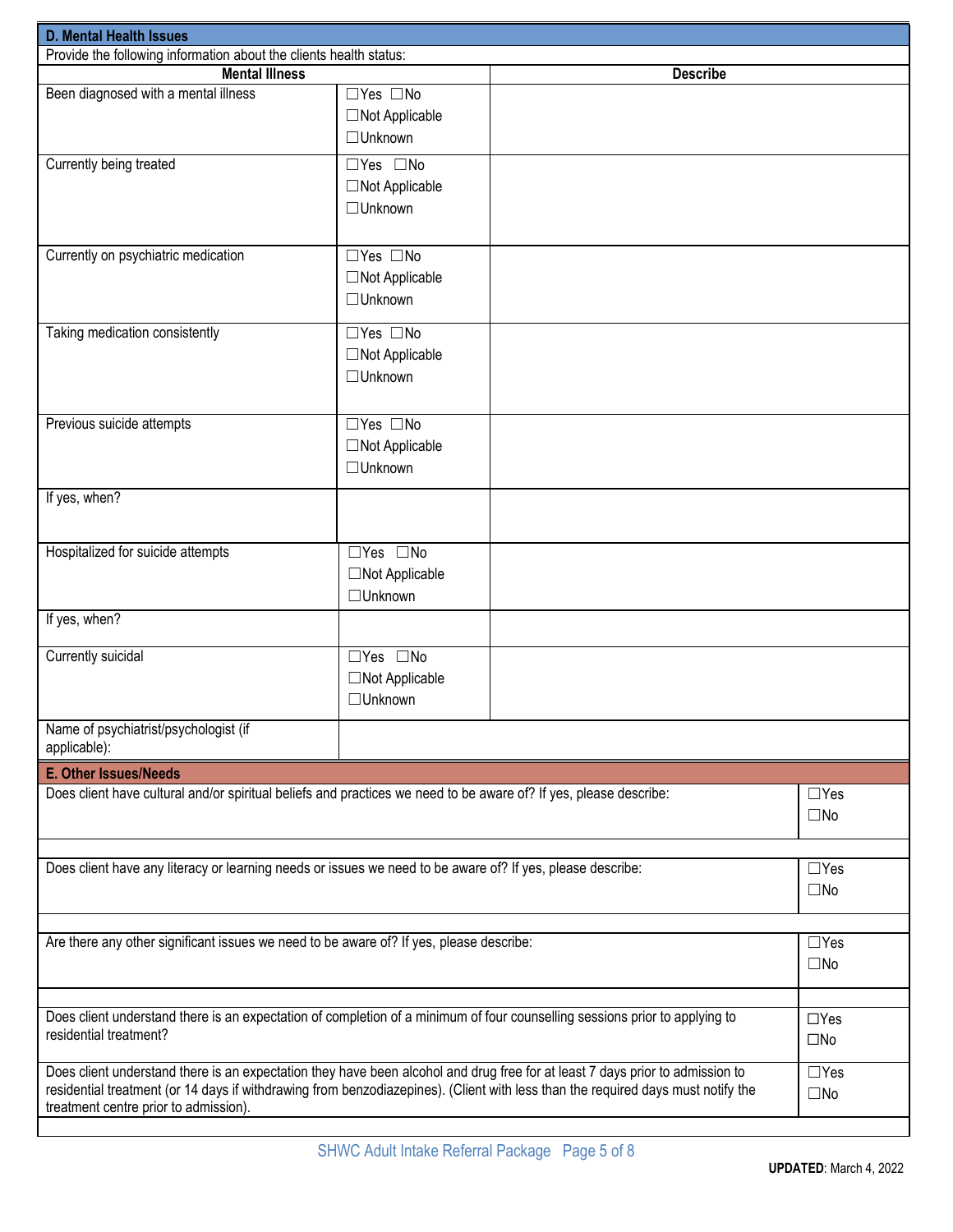## D. Mental Health Issues

Provide the following information about the clients health status:

| Mental Illness | | Describe |
|---|---|---|
| Been diagnosed with a mental illness | ☐Yes ☐No ☐Not Applicable ☐Unknown | |
| Currently being treated | ☐Yes ☐No ☐Not Applicable ☐Unknown | |
| Currently on psychiatric medication | ☐Yes ☐No ☐Not Applicable ☐Unknown | |
| Taking medication consistently | ☐Yes ☐No ☐Not Applicable ☐Unknown | |
| Previous suicide attempts | ☐Yes ☐No ☐Not Applicable ☐Unknown | |
| If yes, when? | | |
| Hospitalized for suicide attempts | ☐Yes ☐No ☐Not Applicable ☐Unknown | |
| If yes, when? | | |
| Currently suicidal | ☐Yes ☐No ☐Not Applicable ☐Unknown | |
| Name of psychiatrist/psychologist (if applicable): | | |

## E. Other Issues/Needs

| | |
|---|---|
| Does client have cultural and/or spiritual beliefs and practices we need to be aware of? If yes, please describe: | ☐Yes ☐No |
| | |
| Does client have any literacy or learning needs or issues we need to be aware of? If yes, please describe: | ☐Yes ☐No |
| | |
| Are there any other significant issues we need to be aware of? If yes, please describe: | ☐Yes ☐No |
| | |
| Does client understand there is an expectation of completion of a minimum of four counselling sessions prior to applying to residential treatment? | ☐Yes ☐No |
| Does client understand there is an expectation they have been alcohol and drug free for at least 7 days prior to admission to residential treatment (or 14 days if withdrawing from benzodiazepines). (Client with less than the required days must notify the treatment centre prior to admission). | ☐Yes ☐No |
| | |

**UPDATED**: March 4, 2022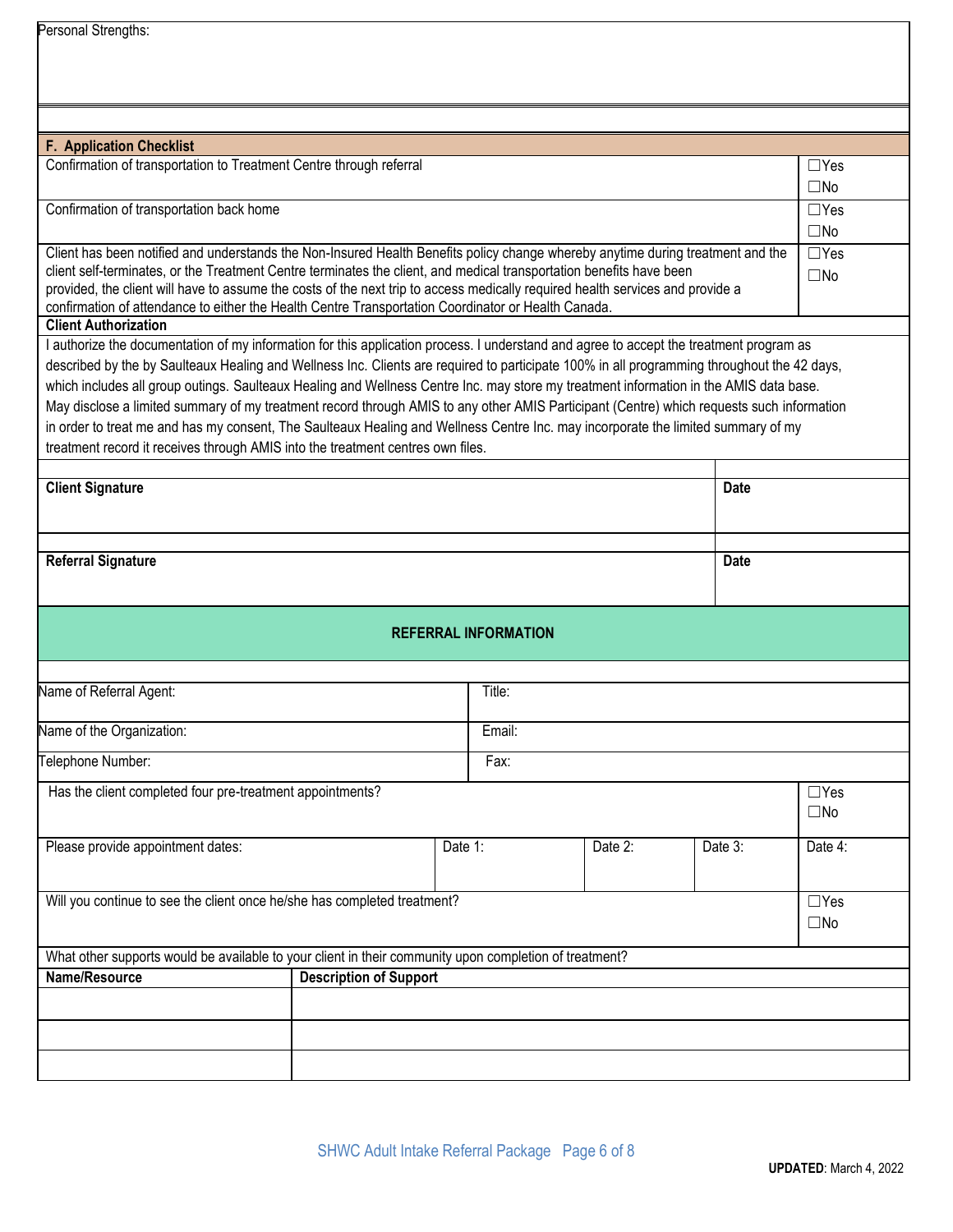Personal Strengths:

## F. Application Checklist

| | |
|---|---|
| Confirmation of transportation to Treatment Centre through referral | ☐Yes ☐No |
| Confirmation of transportation back home | ☐Yes ☐No |
| Client has been notified and understands the Non-Insured Health Benefits policy change whereby anytime during treatment and the client self-terminates, or the Treatment Centre terminates the client, and medical transportation benefits have been provided, the client will have to assume the costs of the next trip to access medically required health services and provide a confirmation of attendance to either the Health Centre Transportation Coordinator or Health Canada. | ☐Yes ☐No |

**Client Authorization**

I authorize the documentation of my information for this application process. I understand and agree to accept the treatment program as described by the by Saulteaux Healing and Wellness Inc. Clients are required to participate 100% in all programming throughout the 42 days, which includes all group outings. Saulteaux Healing and Wellness Centre Inc. may store my treatment information in the AMIS data base. May disclose a limited summary of my treatment record through AMIS to any other AMIS Participant (Centre) which requests such information in order to treat me and has my consent, The Saulteaux Healing and Wellness Centre Inc. may incorporate the limited summary of my treatment record it receives through AMIS into the treatment centres own files.

| **Client Signature** | **Date** |
|---|---|
| | |

| **Referral Signature** | **Date** |
|---|---|
| | |

## REFERRAL INFORMATION

| | |
|---|---|
| Name of Referral Agent: | Title: |
| Name of the Organization: | Email: |
| Telephone Number: | Fax: |

| | |
|---|---|
| Has the client completed four pre-treatment appointments? | ☐Yes ☐No |

| Please provide appointment dates: | Date 1: | Date 2: | Date 3: | Date 4: |
|---|---|---|---|---|

| | |
|---|---|
| Will you continue to see the client once he/she has completed treatment? | ☐Yes ☐No |

What other supports would be available to your client in their community upon completion of treatment?

| **Name/Resource** | **Description of Support** |
|---|---|
| | |
| | |
| | |

**UPDATED**: March 4, 2022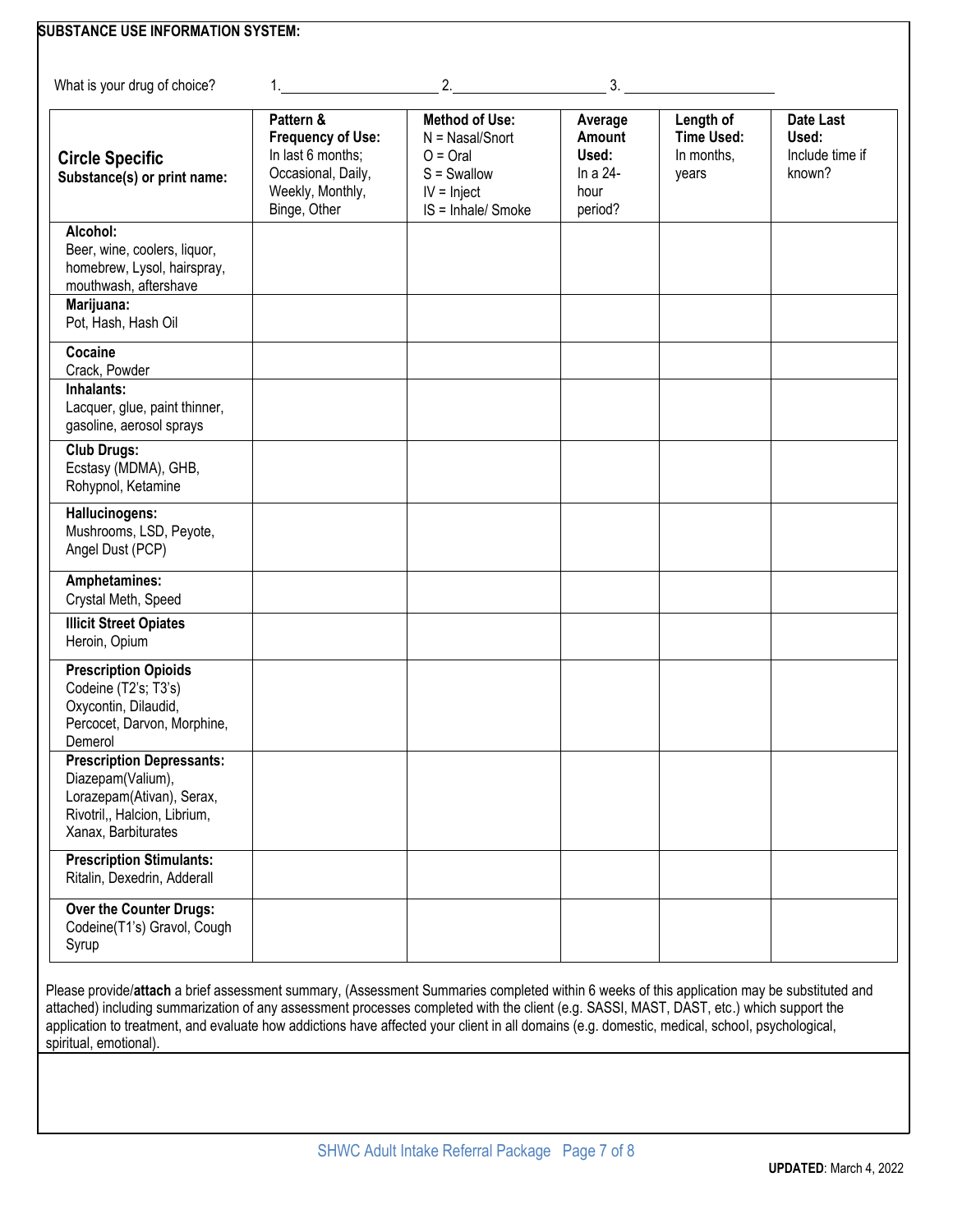**SUBSTANCE USE INFORMATION SYSTEM:**

What is your drug of choice? 1.____________________ 2.____________________ 3. ____________________

| **Circle Specific** Substance(s) or print name: | **Pattern & Frequency of Use:** In last 6 months; Occasional, Daily, Weekly, Monthly, Binge, Other | **Method of Use:** N = Nasal/Snort O = Oral S = Swallow IV = Inject IS = Inhale/ Smoke | **Average Amount Used:** In a 24-hour period? | **Length of Time Used:** In months, years | **Date Last Used:** Include time if known? |
|---|---|---|---|---|---|
| **Alcohol:** Beer, wine, coolers, liquor, homebrew, Lysol, hairspray, mouthwash, aftershave | | | | | |
| **Marijuana:** Pot, Hash, Hash Oil | | | | | |
| **Cocaine** Crack, Powder | | | | | |
| **Inhalants:** Lacquer, glue, paint thinner, gasoline, aerosol sprays | | | | | |
| **Club Drugs:** Ecstasy (MDMA), GHB, Rohypnol, Ketamine | | | | | |
| **Hallucinogens:** Mushrooms, LSD, Peyote, Angel Dust (PCP) | | | | | |
| **Amphetamines:** Crystal Meth, Speed | | | | | |
| **Illicit Street Opiates** Heroin, Opium | | | | | |
| **Prescription Opioids** Codeine (T2's; T3's) Oxycontin, Dilaudid, Percocet, Darvon, Morphine, Demerol | | | | | |
| **Prescription Depressants:** Diazepam(Valium), Lorazepam(Ativan), Serax, Rivotril,, Halcion, Librium, Xanax, Barbiturates | | | | | |
| **Prescription Stimulants:** Ritalin, Dexedrin, Adderall | | | | | |
| **Over the Counter Drugs:** Codeine(T1's) Gravol, Cough Syrup | | | | | |

Please provide/**attach** a brief assessment summary, (Assessment Summaries completed within 6 weeks of this application may be substituted and attached) including summarization of any assessment processes completed with the client (e.g. SASSI, MAST, DAST, etc.) which support the application to treatment, and evaluate how addictions have affected your client in all domains (e.g. domestic, medical, school, psychological, spiritual, emotional).

**UPDATED**: March 4, 2022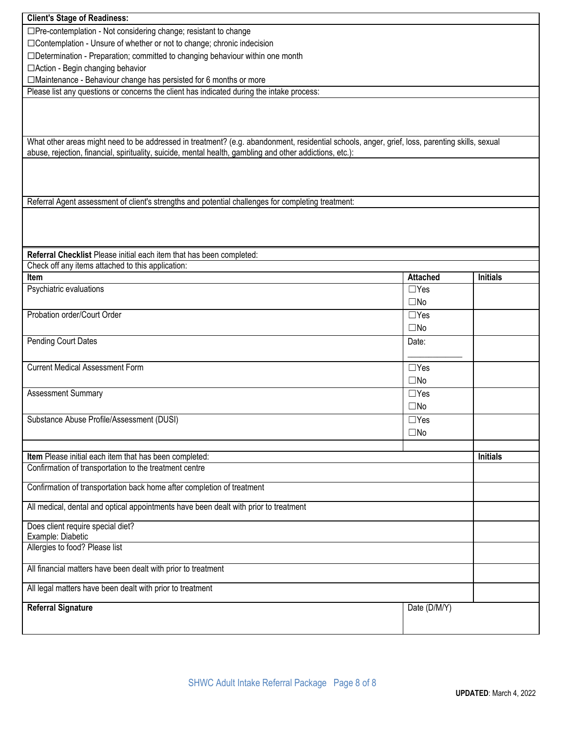**Client's Stage of Readiness:**

☐Pre-contemplation - Not considering change; resistant to change

☐Contemplation - Unsure of whether or not to change; chronic indecision

☐Determination - Preparation; committed to changing behaviour within one month

☐Action - Begin changing behavior

☐Maintenance - Behaviour change has persisted for 6 months or more

Please list any questions or concerns the client has indicated during the intake process:

What other areas might need to be addressed in treatment? (e.g. abandonment, residential schools, anger, grief, loss, parenting skills, sexual abuse, rejection, financial, spirituality, suicide, mental health, gambling and other addictions, etc.):

Referral Agent assessment of client's strengths and potential challenges for completing treatment:

**Referral Checklist** Please initial each item that has been completed:

Check off any items attached to this application:

| **Item** | **Attached** | **Initials** |
|---|---|---|
| Psychiatric evaluations | ☐Yes ☐No | |
| Probation order/Court Order | ☐Yes ☐No | |
| Pending Court Dates | Date: _____________ | |
| Current Medical Assessment Form | ☐Yes ☐No | |
| Assessment Summary | ☐Yes ☐No | |
| Substance Abuse Profile/Assessment (DUSI) | ☐Yes ☐No | |

| **Item** Please initial each item that has been completed: | **Initials** |
|---|---|
| Confirmation of transportation to the treatment centre | |
| Confirmation of transportation back home after completion of treatment | |
| All medical, dental and optical appointments have been dealt with prior to treatment | |
| Does client require special diet? Example: Diabetic | |
| Allergies to food? Please list | |
| All financial matters have been dealt with prior to treatment | |
| All legal matters have been dealt with prior to treatment | |

| **Referral Signature** | Date (D/M/Y) |
|---|---|
| | |

**UPDATED**: March 4, 2022